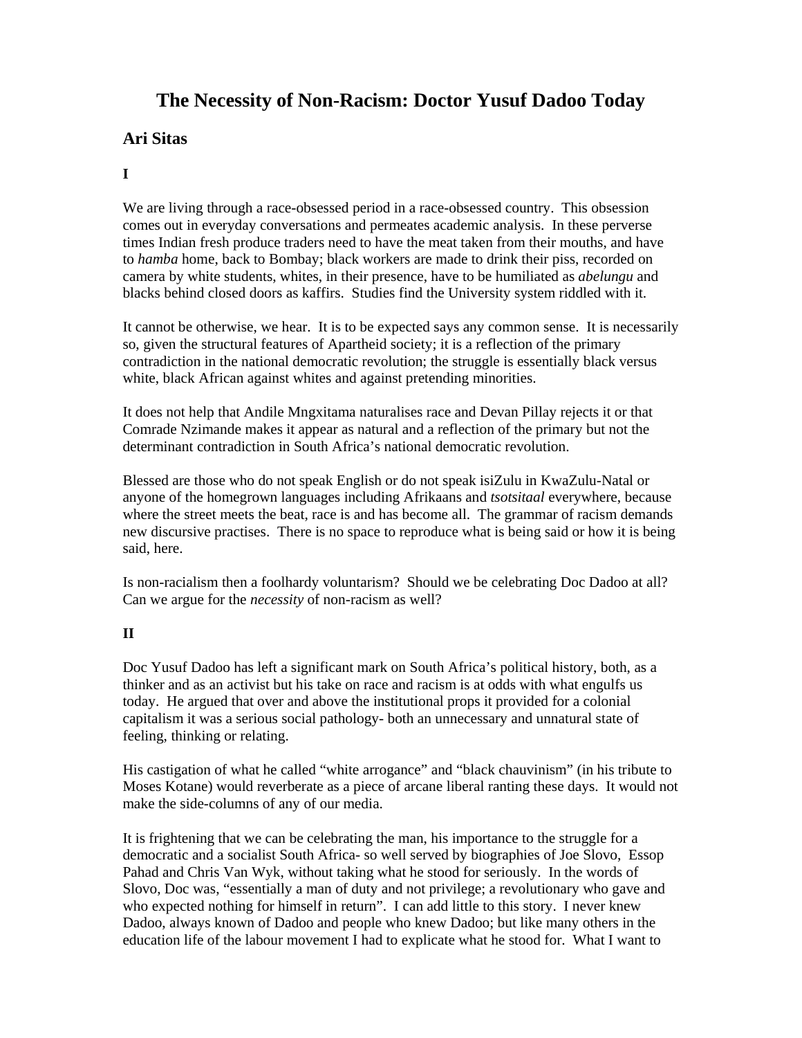# The Necessity of Non-Racism: Doctor Yusuf Dadoo Today

## Ari Sitas

**I**

We are living through a race-obsessed period in a race-obsessed country. This obsession comes out in everyday conversations and permeates academic analysis. In these perverse times Indian fresh produce traders need to have the meat taken from their mouths, and have to *hamba* home, back to Bombay; black workers are made to drink their piss, recorded on camera by white students, whites, in their presence, have to be humiliated as *abelungu* and blacks behind closed doors as kaffirs. Studies find the University system riddled with it.

It cannot be otherwise, we hear. It is to be expected says any common sense. It is necessarily so, given the structural features of Apartheid society; it is a reflection of the primary contradiction in the national democratic revolution; the struggle is essentially black versus white, black African against whites and against pretending minorities.

It does not help that Andile Mngxitama naturalises race and Devan Pillay rejects it or that Comrade Nzimande makes it appear as natural and a reflection of the primary but not the determinant contradiction in South Africa's national democratic revolution.

Blessed are those who do not speak English or do not speak isiZulu in KwaZulu-Natal or anyone of the homegrown languages including Afrikaans and *tsotsitaal* everywhere, because where the street meets the beat, race is and has become all. The grammar of racism demands new discursive practises. There is no space to reproduce what is being said or how it is being said, here.

Is non-racialism then a foolhardy voluntarism? Should we be celebrating Doc Dadoo at all? Can we argue for the *necessity* of non-racism as well?

**II**

Doc Yusuf Dadoo has left a significant mark on South Africa's political history, both, as a thinker and as an activist but his take on race and racism is at odds with what engulfs us today. He argued that over and above the institutional props it provided for a colonial capitalism it was a serious social pathology- both an unnecessary and unnatural state of feeling, thinking or relating.

His castigation of what he called "white arrogance" and "black chauvinism" (in his tribute to Moses Kotane) would reverberate as a piece of arcane liberal ranting these days. It would not make the side-columns of any of our media.

It is frightening that we can be celebrating the man, his importance to the struggle for a democratic and a socialist South Africa- so well served by biographies of Joe Slovo, Essop Pahad and Chris Van Wyk, without taking what he stood for seriously. In the words of Slovo, Doc was, "essentially a man of duty and not privilege; a revolutionary who gave and who expected nothing for himself in return". I can add little to this story. I never knew Dadoo, always known of Dadoo and people who knew Dadoo; but like many others in the education life of the labour movement I had to explicate what he stood for. What I want to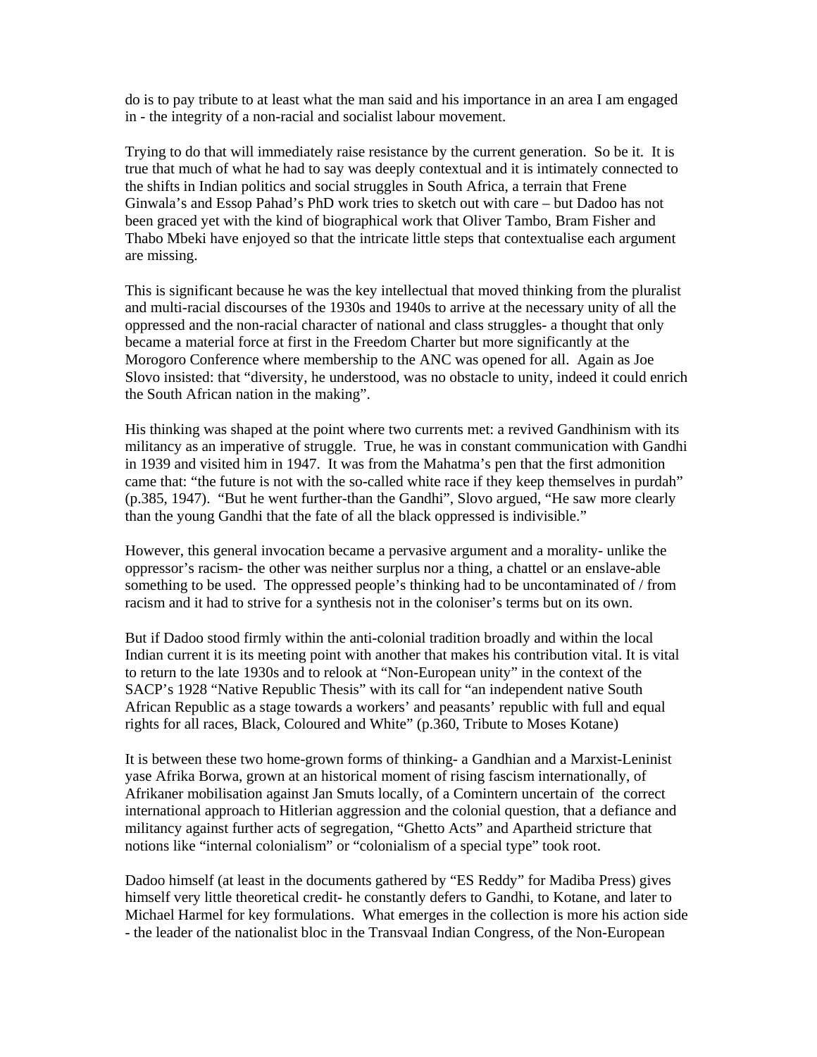do is to pay tribute to at least what the man said and his importance in an area I am engaged in - the integrity of a non-racial and socialist labour movement.

Trying to do that will immediately raise resistance by the current generation. So be it. It is true that much of what he had to say was deeply contextual and it is intimately connected to the shifts in Indian politics and social struggles in South Africa, a terrain that Frene Ginwala's and Essop Pahad's PhD work tries to sketch out with care – but Dadoo has not been graced yet with the kind of biographical work that Oliver Tambo, Bram Fisher and Thabo Mbeki have enjoyed so that the intricate little steps that contextualise each argument are missing.

This is significant because he was the key intellectual that moved thinking from the pluralist and multi-racial discourses of the 1930s and 1940s to arrive at the necessary unity of all the oppressed and the non-racial character of national and class struggles- a thought that only became a material force at first in the Freedom Charter but more significantly at the Morogoro Conference where membership to the ANC was opened for all. Again as Joe Slovo insisted: that "diversity, he understood, was no obstacle to unity, indeed it could enrich the South African nation in the making".

His thinking was shaped at the point where two currents met: a revived Gandhinism with its militancy as an imperative of struggle. True, he was in constant communication with Gandhi in 1939 and visited him in 1947. It was from the Mahatma's pen that the first admonition came that: "the future is not with the so-called white race if they keep themselves in purdah" (p.385, 1947). "But he went further-than the Gandhi", Slovo argued, "He saw more clearly than the young Gandhi that the fate of all the black oppressed is indivisible."

However, this general invocation became a pervasive argument and a morality- unlike the oppressor's racism- the other was neither surplus nor a thing, a chattel or an enslave-able something to be used. The oppressed people's thinking had to be uncontaminated of / from racism and it had to strive for a synthesis not in the coloniser's terms but on its own.

But if Dadoo stood firmly within the anti-colonial tradition broadly and within the local Indian current it is its meeting point with another that makes his contribution vital. It is vital to return to the late 1930s and to relook at "Non-European unity" in the context of the SACP's 1928 "Native Republic Thesis" with its call for "an independent native South African Republic as a stage towards a workers' and peasants' republic with full and equal rights for all races, Black, Coloured and White" (p.360, Tribute to Moses Kotane)

It is between these two home-grown forms of thinking- a Gandhian and a Marxist-Leninist yase Afrika Borwa, grown at an historical moment of rising fascism internationally, of Afrikaner mobilisation against Jan Smuts locally, of a Comintern uncertain of the correct international approach to Hitlerian aggression and the colonial question, that a defiance and militancy against further acts of segregation, "Ghetto Acts" and Apartheid stricture that notions like "internal colonialism" or "colonialism of a special type" took root.

Dadoo himself (at least in the documents gathered by "ES Reddy" for Madiba Press) gives himself very little theoretical credit- he constantly defers to Gandhi, to Kotane, and later to Michael Harmel for key formulations. What emerges in the collection is more his action side - the leader of the nationalist bloc in the Transvaal Indian Congress, of the Non-European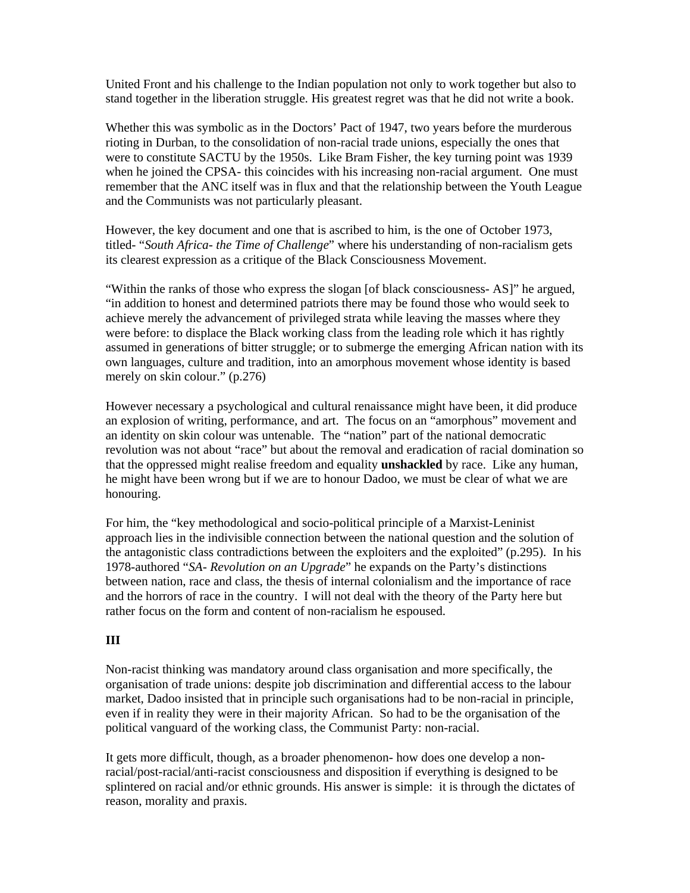United Front and his challenge to the Indian population not only to work together but also to stand together in the liberation struggle. His greatest regret was that he did not write a book.

Whether this was symbolic as in the Doctors' Pact of 1947, two years before the murderous rioting in Durban, to the consolidation of non-racial trade unions, especially the ones that were to constitute SACTU by the 1950s. Like Bram Fisher, the key turning point was 1939 when he joined the CPSA- this coincides with his increasing non-racial argument. One must remember that the ANC itself was in flux and that the relationship between the Youth League and the Communists was not particularly pleasant.

However, the key document and one that is ascribed to him, is the one of October 1973, titled- "*South Africa- the Time of Challenge*" where his understanding of non-racialism gets its clearest expression as a critique of the Black Consciousness Movement.

"Within the ranks of those who express the slogan [of black consciousness- AS]" he argued, "in addition to honest and determined patriots there may be found those who would seek to achieve merely the advancement of privileged strata while leaving the masses where they were before: to displace the Black working class from the leading role which it has rightly assumed in generations of bitter struggle; or to submerge the emerging African nation with its own languages, culture and tradition, into an amorphous movement whose identity is based merely on skin colour." (p.276)

However necessary a psychological and cultural renaissance might have been, it did produce an explosion of writing, performance, and art. The focus on an "amorphous" movement and an identity on skin colour was untenable. The "nation" part of the national democratic revolution was not about "race" but about the removal and eradication of racial domination so that the oppressed might realise freedom and equality **unshackled** by race. Like any human, he might have been wrong but if we are to honour Dadoo, we must be clear of what we are honouring.

For him, the "key methodological and socio-political principle of a Marxist-Leninist approach lies in the indivisible connection between the national question and the solution of the antagonistic class contradictions between the exploiters and the exploited" (p.295). In his 1978-authored "*SA- Revolution on an Upgrade*" he expands on the Party's distinctions between nation, race and class, the thesis of internal colonialism and the importance of race and the horrors of race in the country. I will not deal with the theory of the Party here but rather focus on the form and content of non-racialism he espoused.

## III

Non-racist thinking was mandatory around class organisation and more specifically, the organisation of trade unions: despite job discrimination and differential access to the labour market, Dadoo insisted that in principle such organisations had to be non-racial in principle, even if in reality they were in their majority African. So had to be the organisation of the political vanguard of the working class, the Communist Party: non-racial.

It gets more difficult, though, as a broader phenomenon- how does one develop a non-racial/post-racial/anti-racist consciousness and disposition if everything is designed to be splintered on racial and/or ethnic grounds. His answer is simple: it is through the dictates of reason, morality and praxis.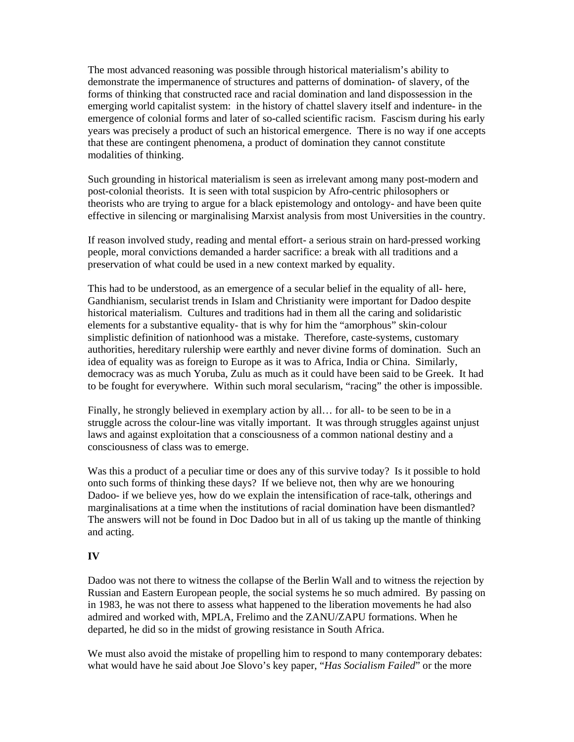The most advanced reasoning was possible through historical materialism's ability to demonstrate the impermanence of structures and patterns of domination- of slavery, of the forms of thinking that constructed race and racial domination and land dispossession in the emerging world capitalist system: in the history of chattel slavery itself and indenture- in the emergence of colonial forms and later of so-called scientific racism. Fascism during his early years was precisely a product of such an historical emergence. There is no way if one accepts that these are contingent phenomena, a product of domination they cannot constitute modalities of thinking.

Such grounding in historical materialism is seen as irrelevant among many post-modern and post-colonial theorists. It is seen with total suspicion by Afro-centric philosophers or theorists who are trying to argue for a black epistemology and ontology- and have been quite effective in silencing or marginalising Marxist analysis from most Universities in the country.

If reason involved study, reading and mental effort- a serious strain on hard-pressed working people, moral convictions demanded a harder sacrifice: a break with all traditions and a preservation of what could be used in a new context marked by equality.

This had to be understood, as an emergence of a secular belief in the equality of all- here, Gandhianism, secularist trends in Islam and Christianity were important for Dadoo despite historical materialism. Cultures and traditions had in them all the caring and solidaristic elements for a substantive equality- that is why for him the "amorphous" skin-colour simplistic definition of nationhood was a mistake. Therefore, caste-systems, customary authorities, hereditary rulership were earthly and never divine forms of domination. Such an idea of equality was as foreign to Europe as it was to Africa, India or China. Similarly, democracy was as much Yoruba, Zulu as much as it could have been said to be Greek. It had to be fought for everywhere. Within such moral secularism, "racing" the other is impossible.

Finally, he strongly believed in exemplary action by all… for all- to be seen to be in a struggle across the colour-line was vitally important. It was through struggles against unjust laws and against exploitation that a consciousness of a common national destiny and a consciousness of class was to emerge.

Was this a product of a peculiar time or does any of this survive today? Is it possible to hold onto such forms of thinking these days? If we believe not, then why are we honouring Dadoo- if we believe yes, how do we explain the intensification of race-talk, otherings and marginalisations at a time when the institutions of racial domination have been dismantled? The answers will not be found in Doc Dadoo but in all of us taking up the mantle of thinking and acting.

## IV

Dadoo was not there to witness the collapse of the Berlin Wall and to witness the rejection by Russian and Eastern European people, the social systems he so much admired. By passing on in 1983, he was not there to assess what happened to the liberation movements he had also admired and worked with, MPLA, Frelimo and the ZANU/ZAPU formations. When he departed, he did so in the midst of growing resistance in South Africa.

We must also avoid the mistake of propelling him to respond to many contemporary debates: what would have he said about Joe Slovo's key paper, "*Has Socialism Failed*" or the more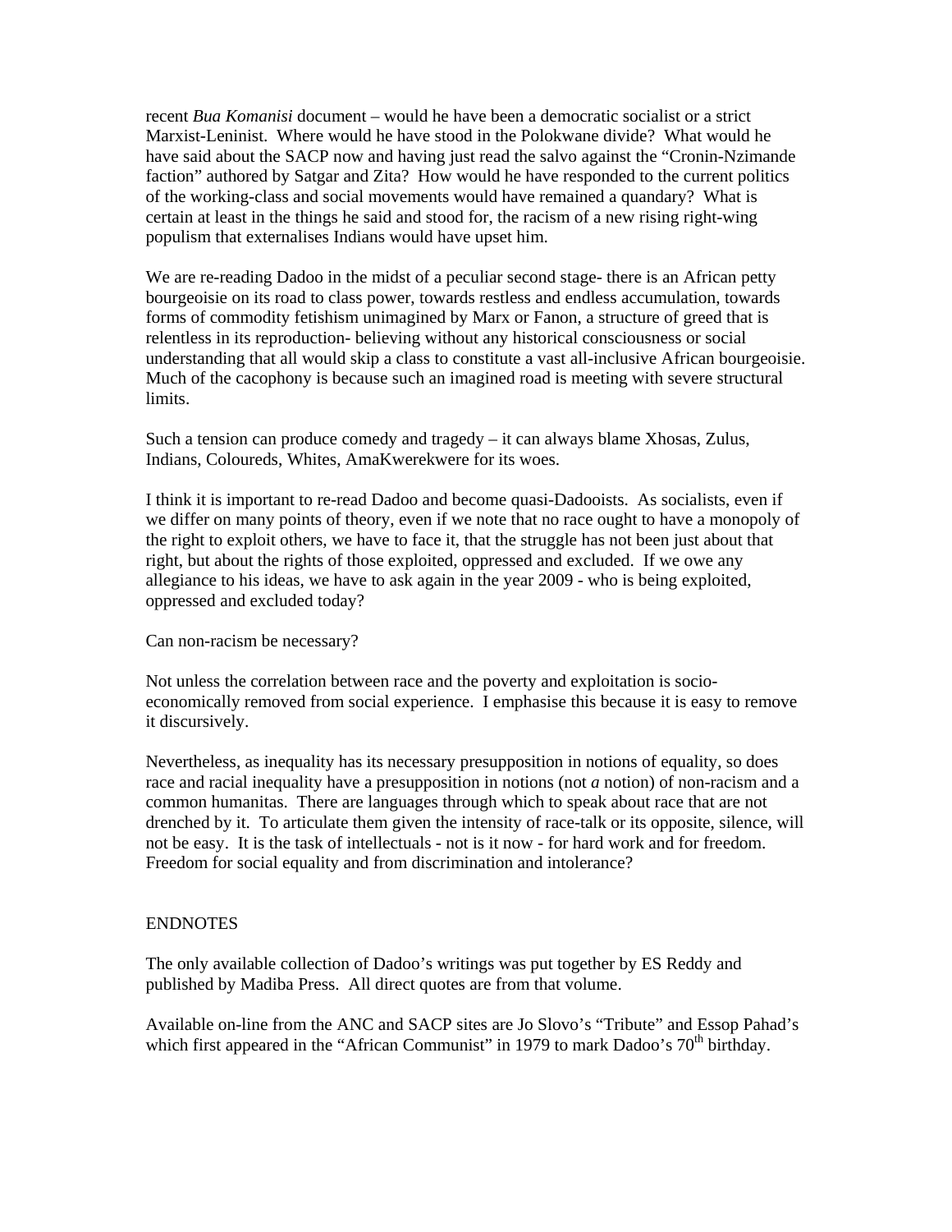recent *Bua Komanisi* document – would he have been a democratic socialist or a strict Marxist-Leninist. Where would he have stood in the Polokwane divide? What would he have said about the SACP now and having just read the salvo against the "Cronin-Nzimande faction" authored by Satgar and Zita? How would he have responded to the current politics of the working-class and social movements would have remained a quandary? What is certain at least in the things he said and stood for, the racism of a new rising right-wing populism that externalises Indians would have upset him.

We are re-reading Dadoo in the midst of a peculiar second stage- there is an African petty bourgeoisie on its road to class power, towards restless and endless accumulation, towards forms of commodity fetishism unimagined by Marx or Fanon, a structure of greed that is relentless in its reproduction- believing without any historical consciousness or social understanding that all would skip a class to constitute a vast all-inclusive African bourgeoisie. Much of the cacophony is because such an imagined road is meeting with severe structural limits.

Such a tension can produce comedy and tragedy – it can always blame Xhosas, Zulus, Indians, Coloureds, Whites, AmaKwerekwere for its woes.

I think it is important to re-read Dadoo and become quasi-Dadooists. As socialists, even if we differ on many points of theory, even if we note that no race ought to have a monopoly of the right to exploit others, we have to face it, that the struggle has not been just about that right, but about the rights of those exploited, oppressed and excluded. If we owe any allegiance to his ideas, we have to ask again in the year 2009 - who is being exploited, oppressed and excluded today?

Can non-racism be necessary?

Not unless the correlation between race and the poverty and exploitation is socio-economically removed from social experience. I emphasise this because it is easy to remove it discursively.

Nevertheless, as inequality has its necessary presupposition in notions of equality, so does race and racial inequality have a presupposition in notions (not *a* notion) of non-racism and a common humanitas. There are languages through which to speak about race that are not drenched by it. To articulate them given the intensity of race-talk or its opposite, silence, will not be easy. It is the task of intellectuals - not is it now - for hard work and for freedom. Freedom for social equality and from discrimination and intolerance?

ENDNOTES

The only available collection of Dadoo's writings was put together by ES Reddy and published by Madiba Press. All direct quotes are from that volume.

Available on-line from the ANC and SACP sites are Jo Slovo's "Tribute" and Essop Pahad's which first appeared in the "African Communist" in 1979 to mark Dadoo's 70th birthday.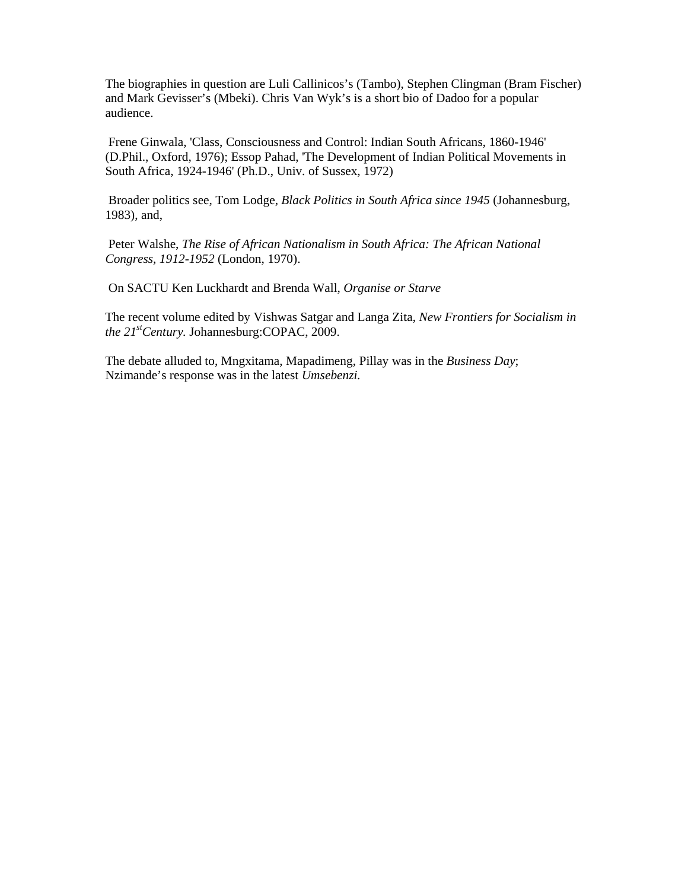The biographies in question are Luli Callinicos's (Tambo), Stephen Clingman (Bram Fischer) and Mark Gevisser's (Mbeki). Chris Van Wyk's is a short bio of Dadoo for a popular audience.

Frene Ginwala, 'Class, Consciousness and Control: Indian South Africans, 1860-1946' (D.Phil., Oxford, 1976); Essop Pahad, 'The Development of Indian Political Movements in South Africa, 1924-1946' (Ph.D., Univ. of Sussex, 1972)

Broader politics see, Tom Lodge, *Black Politics in South Africa since 1945* (Johannesburg, 1983), and,

Peter Walshe, *The Rise of African Nationalism in South Africa: The African National Congress, 1912-1952* (London, 1970).

On SACTU Ken Luckhardt and Brenda Wall, *Organise or Starve*

The recent volume edited by Vishwas Satgar and Langa Zita, *New Frontiers for Socialism in the 21st Century.* Johannesburg:COPAC, 2009.

The debate alluded to, Mngxitama, Mapadimeng, Pillay was in the *Business Day*; Nzimande's response was in the latest *Umsebenzi.*